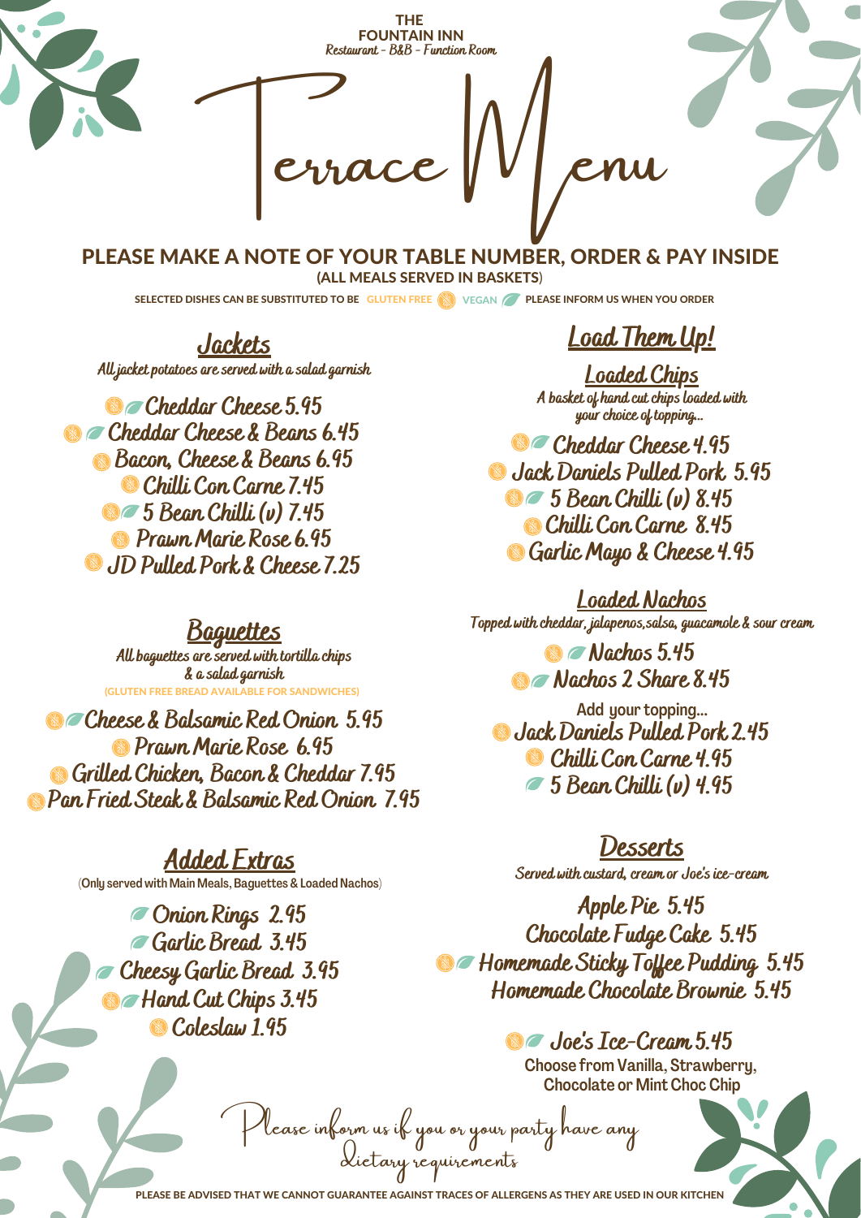THE FOUNTAIN INN
*Restaurant - B&B - Function Room*

# Terrace Menu

**PLEASE MAKE A NOTE OF YOUR TABLE NUMBER, ORDER & PAY INSIDE**
**(ALL MEALS SERVED IN BASKETS)**

SELECTED DISHES CAN BE SUBSTITUTED TO BE GLUTEN FREE VEGAN PLEASE INFORM US WHEN YOU ORDER

## Jackets

*All jacket potatoes are served with a salad garnish*

- Cheddar Cheese 5.95
- Cheddar Cheese & Beans 6.45
- Bacon, Cheese & Beans 6.95
- Chilli Con Carne 7.45
- 5 Bean Chilli (v) 7.45
- Prawn Marie Rose 6.95
- JD Pulled Pork & Cheese 7.25

## Baguettes

*All baguettes are served with tortilla chips & a salad garnish*
(GLUTEN FREE BREAD AVAILABLE FOR SANDWICHES)

- Cheese & Balsamic Red Onion 5.95
- Prawn Marie Rose 6.95
- Grilled Chicken, Bacon & Cheddar 7.95
- Pan Fried Steak & Balsamic Red Onion 7.95

## Added Extras

(Only served with Main Meals, Baguettes & Loaded Nachos)

- Onion Rings 2.95
- Garlic Bread 3.45
- Cheesy Garlic Bread 3.95
- Hand Cut Chips 3.45
- Coleslaw 1.95

## Load Them Up!

### Loaded Chips

*A basket of hand cut chips loaded with your choice of topping...*

- Cheddar Cheese 4.95
- Jack Daniels Pulled Pork 5.95
- 5 Bean Chilli (v) 8.45
- Chilli Con Carne 8.45
- Garlic Mayo & Cheese 4.95

### Loaded Nachos

*Topped with cheddar, jalapenos, salsa, guacamole & sour cream*

- Nachos 5.45
- Nachos 2 Share 8.45

Add your topping...

- Jack Daniels Pulled Pork 2.45
- Chilli Con Carne 4.95
- 5 Bean Chilli (v) 4.95

## Desserts

*Served with custard, cream or Joe's ice-cream*

- Apple Pie 5.45
- Chocolate Fudge Cake 5.45
- Homemade Sticky Toffee Pudding 5.45
- Homemade Chocolate Brownie 5.45

- Joe's Ice-Cream 5.45

Choose from Vanilla, Strawberry, Chocolate or Mint Choc Chip

*Please inform us if you or your party have any dietary requirements*

PLEASE BE ADVISED THAT WE CANNOT GUARANTEE AGAINST TRACES OF ALLERGENS AS THEY ARE USED IN OUR KITCHEN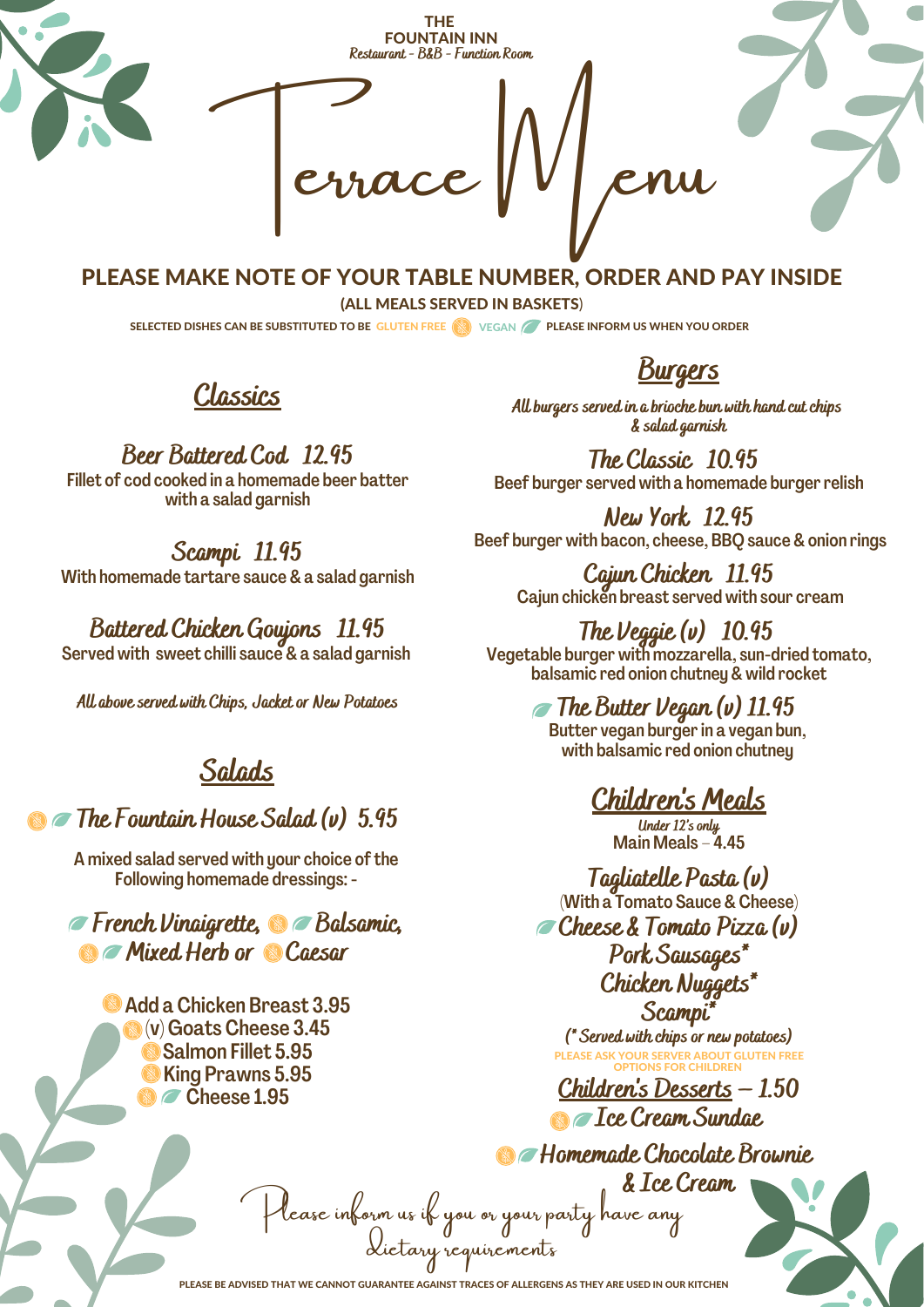THE FOUNTAIN INN
*Restaurant - B&B - Function Room*

# Terrace Menu

**PLEASE MAKE NOTE OF YOUR TABLE NUMBER, ORDER AND PAY INSIDE**

**(ALL MEALS SERVED IN BASKETS)**

SELECTED DISHES CAN BE SUBSTITUTED TO BE GLUTEN FREE VEGAN PLEASE INFORM US WHEN YOU ORDER

## Classics

### Beer Battered Cod 12.95
Fillet of cod cooked in a homemade beer batter with a salad garnish

### Scampi 11.95
With homemade tartare sauce & a salad garnish

### Battered Chicken Goujons 11.95
Served with sweet chilli sauce & a salad garnish

*All above served with Chips, Jacket or New Potatoes*

## Salads

### The Fountain House Salad (v) 5.95

A mixed salad served with your choice of the Following homemade dressings: -

**French Vinaigrette, Balsamic, Mixed Herb or Caesar**

- Add a Chicken Breast 3.95
- (v) Goats Cheese 3.45
- Salmon Fillet 5.95
- King Prawns 5.95
- Cheese 1.95

## Burgers

*All burgers served in a brioche bun with hand cut chips & salad garnish*

### The Classic 10.95
Beef burger served with a homemade burger relish

### New York 12.95
Beef burger with bacon, cheese, BBQ sauce & onion rings

### Cajun Chicken 11.95
Cajun chicken breast served with sour cream

### The Veggie (v) 10.95
Vegetable burger with mozzarella, sun-dried tomato, balsamic red onion chutney & wild rocket

### The Butter Vegan (v) 11.95
Butter vegan burger in a vegan bun, with balsamic red onion chutney

## Children's Meals

*Under 12's only*

**Main Meals – 4.45**

- Tagliatelle Pasta (v) (With a Tomato Sauce & Cheese)
- Cheese & Tomato Pizza (v)
- Pork Sausages*
- Chicken Nuggets*
- Scampi*

*(* Served with chips or new potatoes)*

PLEASE ASK YOUR SERVER ABOUT GLUTEN FREE OPTIONS FOR CHILDREN

**Children's Desserts – 1.50**

- Ice Cream Sundae
- Homemade Chocolate Brownie & Ice Cream

*Please inform us if you or your party have any dietary requirements*

PLEASE BE ADVISED THAT WE CANNOT GUARANTEE AGAINST TRACES OF ALLERGENS AS THEY ARE USED IN OUR KITCHEN